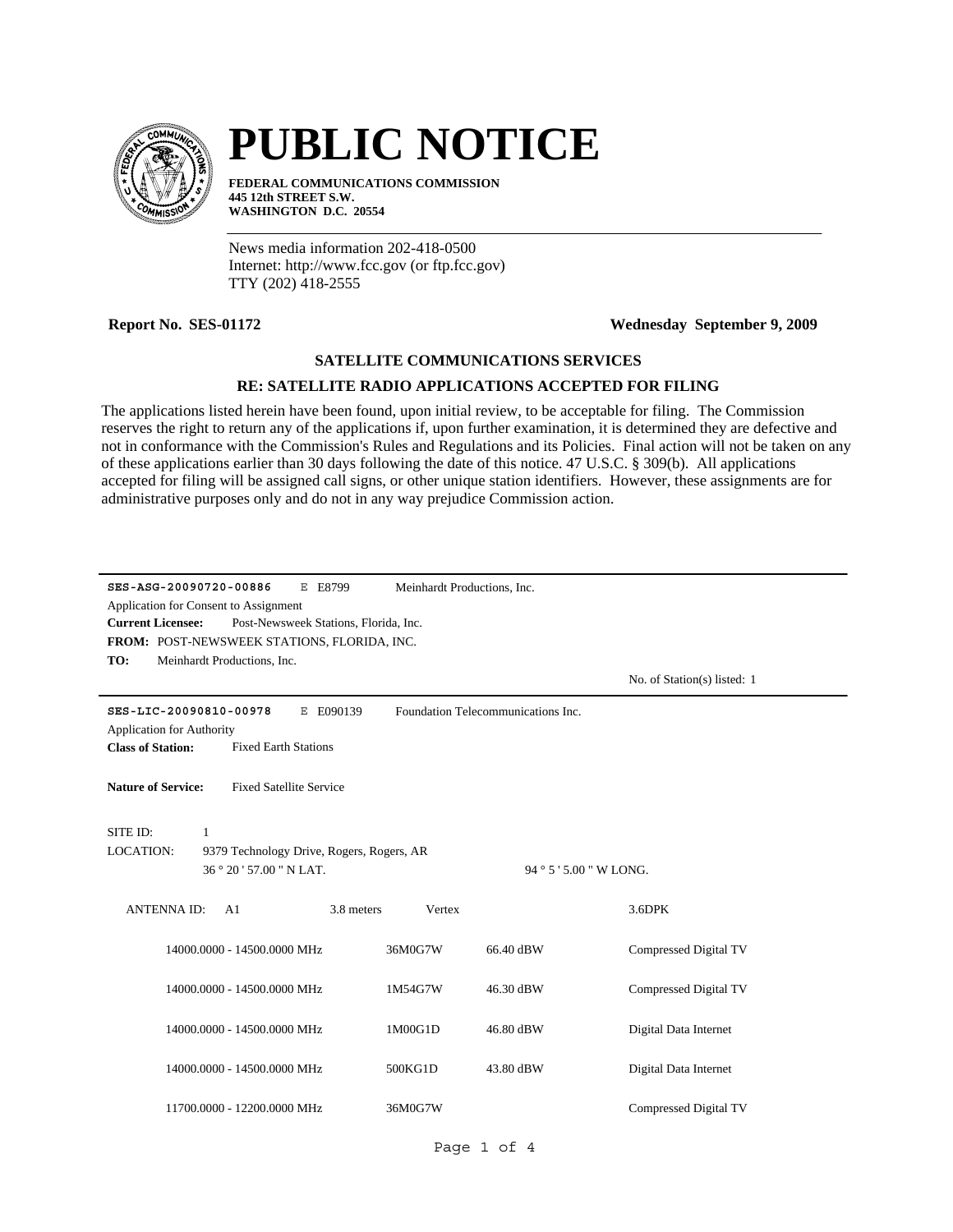# PUBLIC NOTICE

**FEDERAL COMMUNICATIONS COMMISSION**
**445 12th STREET S.W.**
**WASHINGTON D.C. 20554**

News media information 202-418-0500
Internet: http://www.fcc.gov (or ftp.fcc.gov)
TTY (202) 418-2555

**Report No. SES-01172** **Wednesday September 9, 2009**

### SATELLITE COMMUNICATIONS SERVICES

### RE: SATELLITE RADIO APPLICATIONS ACCEPTED FOR FILING

The applications listed herein have been found, upon initial review, to be acceptable for filing. The Commission reserves the right to return any of the applications if, upon further examination, it is determined they are defective and not in conformance with the Commission's Rules and Regulations and its Policies. Final action will not be taken on any of these applications earlier than 30 days following the date of this notice. 47 U.S.C. § 309(b). All applications accepted for filing will be assigned call signs, or other unique station identifiers. However, these assignments are for administrative purposes only and do not in any way prejudice Commission action.

---

**SES-ASG-20090720-00886** E E8799 Meinhardt Productions, Inc.

Application for Consent to Assignment

**Current Licensee:** Post-Newsweek Stations, Florida, Inc.

**FROM:** POST-NEWSWEEK STATIONS, FLORIDA, INC.

**TO:** Meinhardt Productions, Inc.

No. of Station(s) listed: 1

---

**SES-LIC-20090810-00978** E E090139 Foundation Telecommunications Inc.

Application for Authority

**Class of Station:** Fixed Earth Stations

**Nature of Service:** Fixed Satellite Service

SITE ID: 1

LOCATION: 9379 Technology Drive, Rogers, Rogers, AR

36 ° 20 ' 57.00 " N LAT. 94 ° 5 ' 5.00 " W LONG.

ANTENNA ID: A1 3.8 meters Vertex 3.6DPK

| Frequency | Emission | Power | Description |
|---|---|---|---|
| 14000.0000 - 14500.0000 MHz | 36M0G7W | 66.40 dBW | Compressed Digital TV |
| 14000.0000 - 14500.0000 MHz | 1M54G7W | 46.30 dBW | Compressed Digital TV |
| 14000.0000 - 14500.0000 MHz | 1M00G1D | 46.80 dBW | Digital Data Internet |
| 14000.0000 - 14500.0000 MHz | 500KG1D | 43.80 dBW | Digital Data Internet |
| 11700.0000 - 12200.0000 MHz | 36M0G7W | | Compressed Digital TV |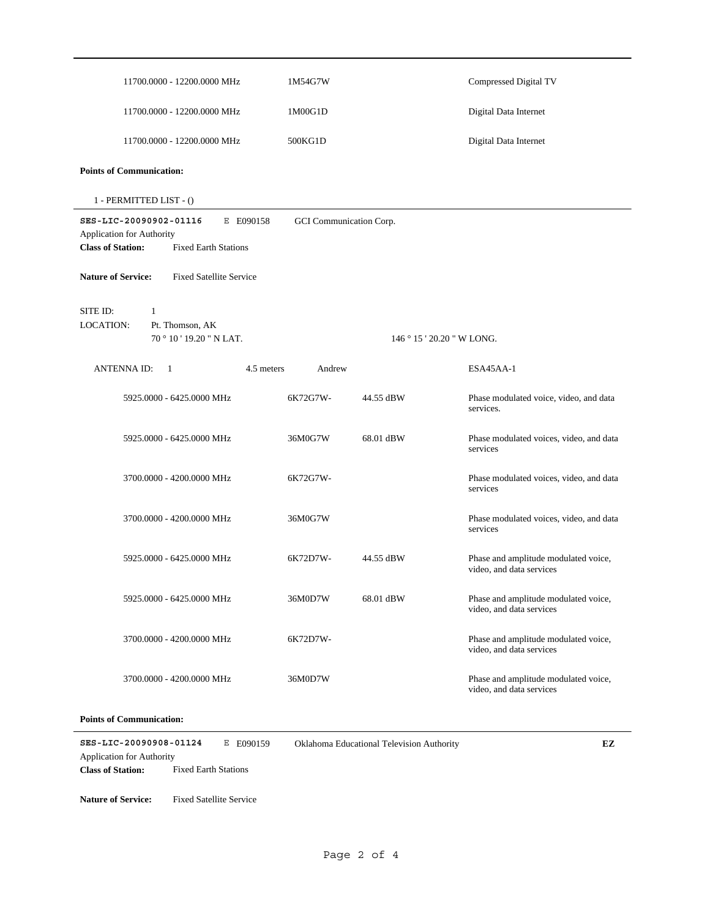| | | |
|---|---|---|
| 11700.0000 - 12200.0000 MHz | 1M54G7W | Compressed Digital TV |
| 11700.0000 - 12200.0000 MHz | 1M00G1D | Digital Data Internet |
| 11700.0000 - 12200.0000 MHz | 500KG1D | Digital Data Internet |

**Points of Communication:**

1 - PERMITTED LIST - ()

---

**SES-LIC-20090902-01116** E E090158 GCI Communication Corp.

Application for Authority

**Class of Station:** Fixed Earth Stations

**Nature of Service:** Fixed Satellite Service

SITE ID: 1

LOCATION: Pt. Thomson, AK

70 ° 10 ' 19.20 " N LAT. 146 ° 15 ' 20.20 " W LONG.

ANTENNA ID: 1 4.5 meters Andrew ESA45AA-1

| | | | |
|---|---|---|---|
| 5925.0000 - 6425.0000 MHz | 6K72G7W- | 44.55 dBW | Phase modulated voice, video, and data services. |
| 5925.0000 - 6425.0000 MHz | 36M0G7W | 68.01 dBW | Phase modulated voices, video, and data services |
| 3700.0000 - 4200.0000 MHz | 6K72G7W- | | Phase modulated voices, video, and data services |
| 3700.0000 - 4200.0000 MHz | 36M0G7W | | Phase modulated voices, video, and data services |
| 5925.0000 - 6425.0000 MHz | 6K72D7W- | 44.55 dBW | Phase and amplitude modulated voice, video, and data services |
| 5925.0000 - 6425.0000 MHz | 36M0D7W | 68.01 dBW | Phase and amplitude modulated voice, video, and data services |
| 3700.0000 - 4200.0000 MHz | 6K72D7W- | | Phase and amplitude modulated voice, video, and data services |
| 3700.0000 - 4200.0000 MHz | 36M0D7W | | Phase and amplitude modulated voice, video, and data services |

**Points of Communication:**

---

**SES-LIC-20090908-01124** E E090159 Oklahoma Educational Television Authority **EZ**

Application for Authority

**Class of Station:** Fixed Earth Stations

**Nature of Service:** Fixed Satellite Service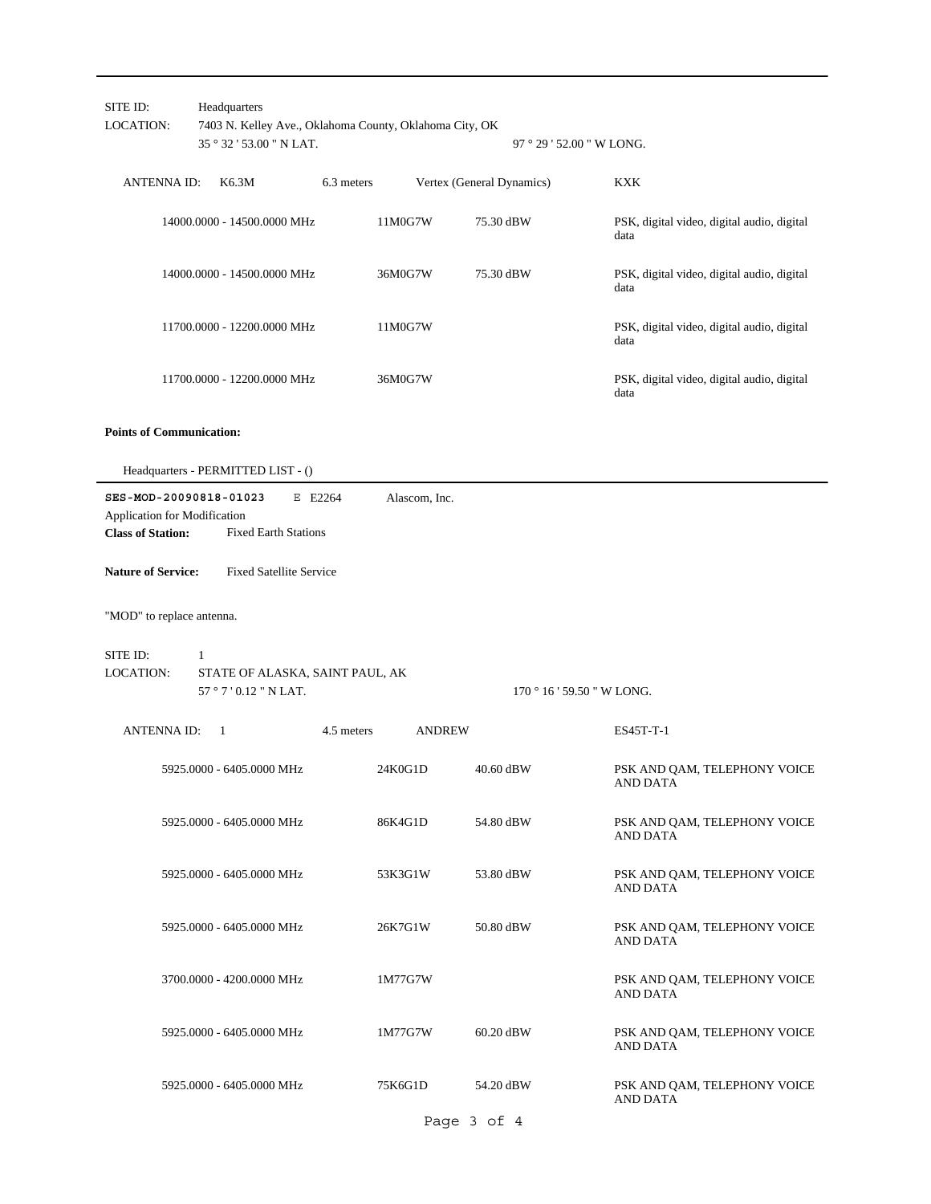SITE ID: Headquarters

LOCATION: 7403 N. Kelley Ave., Oklahoma County, Oklahoma City, OK

35 ° 32 ' 53.00 " N LAT. 97 ° 29 ' 52.00 " W LONG.

ANTENNA ID: K6.3M 6.3 meters Vertex (General Dynamics) KXK

| | | | |
|---|---|---|---|
| 14000.0000 - 14500.0000 MHz | 11M0G7W | 75.30 dBW | PSK, digital video, digital audio, digital data |
| 14000.0000 - 14500.0000 MHz | 36M0G7W | 75.30 dBW | PSK, digital video, digital audio, digital data |
| 11700.0000 - 12200.0000 MHz | 11M0G7W | | PSK, digital video, digital audio, digital data |
| 11700.0000 - 12200.0000 MHz | 36M0G7W | | PSK, digital video, digital audio, digital data |

**Points of Communication:**

Headquarters - PERMITTED LIST - ()

---

**SES-MOD-20090818-01023** E E2264 Alascom, Inc.

Application for Modification

**Class of Station:** Fixed Earth Stations

**Nature of Service:** Fixed Satellite Service

"MOD" to replace antenna.

SITE ID: 1

LOCATION: STATE OF ALASKA, SAINT PAUL, AK

57 ° 7 ' 0.12 " N LAT. 170 ° 16 ' 59.50 " W LONG.

ANTENNA ID: 1 4.5 meters ANDREW ES45T-T-1

| | | | |
|---|---|---|---|
| 5925.0000 - 6405.0000 MHz | 24K0G1D | 40.60 dBW | PSK AND QAM, TELEPHONY VOICE AND DATA |
| 5925.0000 - 6405.0000 MHz | 86K4G1D | 54.80 dBW | PSK AND QAM, TELEPHONY VOICE AND DATA |
| 5925.0000 - 6405.0000 MHz | 53K3G1W | 53.80 dBW | PSK AND QAM, TELEPHONY VOICE AND DATA |
| 5925.0000 - 6405.0000 MHz | 26K7G1W | 50.80 dBW | PSK AND QAM, TELEPHONY VOICE AND DATA |
| 3700.0000 - 4200.0000 MHz | 1M77G7W | | PSK AND QAM, TELEPHONY VOICE AND DATA |
| 5925.0000 - 6405.0000 MHz | 1M77G7W | 60.20 dBW | PSK AND QAM, TELEPHONY VOICE AND DATA |
| 5925.0000 - 6405.0000 MHz | 75K6G1D | 54.20 dBW | PSK AND QAM, TELEPHONY VOICE AND DATA |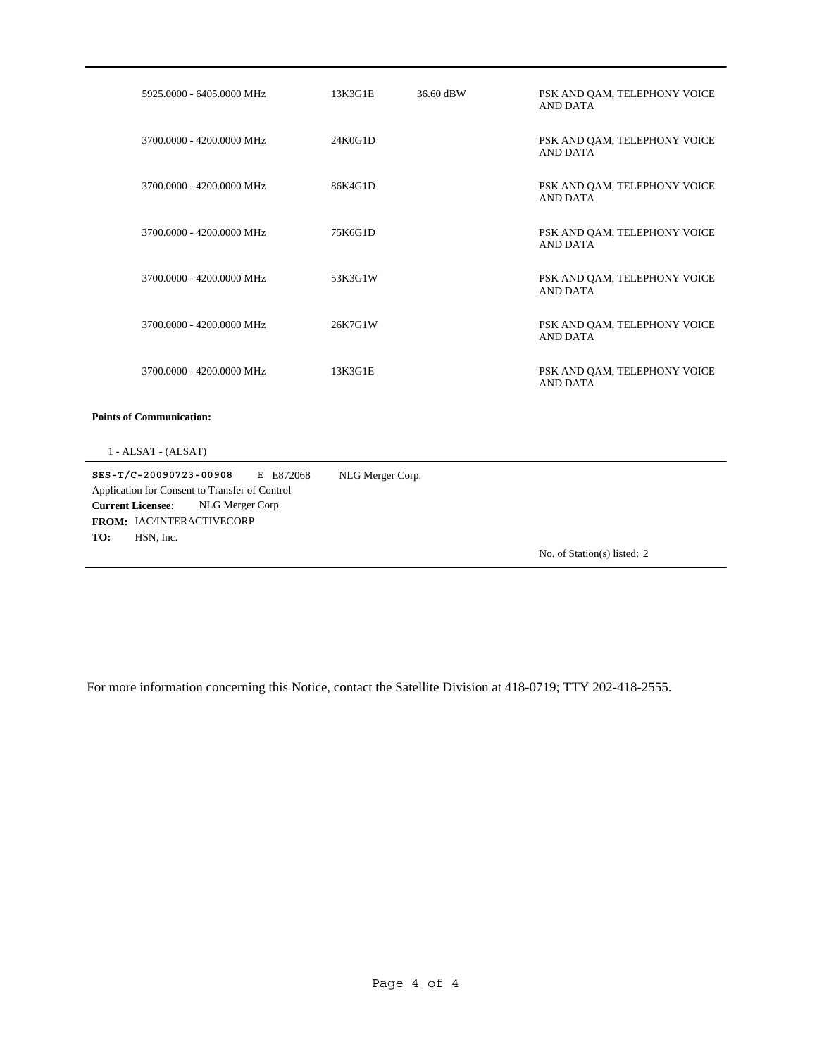| | | | |
|---|---|---|---|
| 5925.0000 - 6405.0000 MHz | 13K3G1E | 36.60 dBW | PSK AND QAM, TELEPHONY VOICE AND DATA |
| 3700.0000 - 4200.0000 MHz | 24K0G1D | | PSK AND QAM, TELEPHONY VOICE AND DATA |
| 3700.0000 - 4200.0000 MHz | 86K4G1D | | PSK AND QAM, TELEPHONY VOICE AND DATA |
| 3700.0000 - 4200.0000 MHz | 75K6G1D | | PSK AND QAM, TELEPHONY VOICE AND DATA |
| 3700.0000 - 4200.0000 MHz | 53K3G1W | | PSK AND QAM, TELEPHONY VOICE AND DATA |
| 3700.0000 - 4200.0000 MHz | 26K7G1W | | PSK AND QAM, TELEPHONY VOICE AND DATA |
| 3700.0000 - 4200.0000 MHz | 13K3G1E | | PSK AND QAM, TELEPHONY VOICE AND DATA |

**Points of Communication:**

1 - ALSAT - (ALSAT)

---

**SES-T/C-20090723-00908** E E872068 NLG Merger Corp.

Application for Consent to Transfer of Control

**Current Licensee:** NLG Merger Corp.

**FROM:** IAC/INTERACTIVECORP

**TO:** HSN, Inc.

No. of Station(s) listed: 2

---

For more information concerning this Notice, contact the Satellite Division at 418-0719; TTY 202-418-2555.